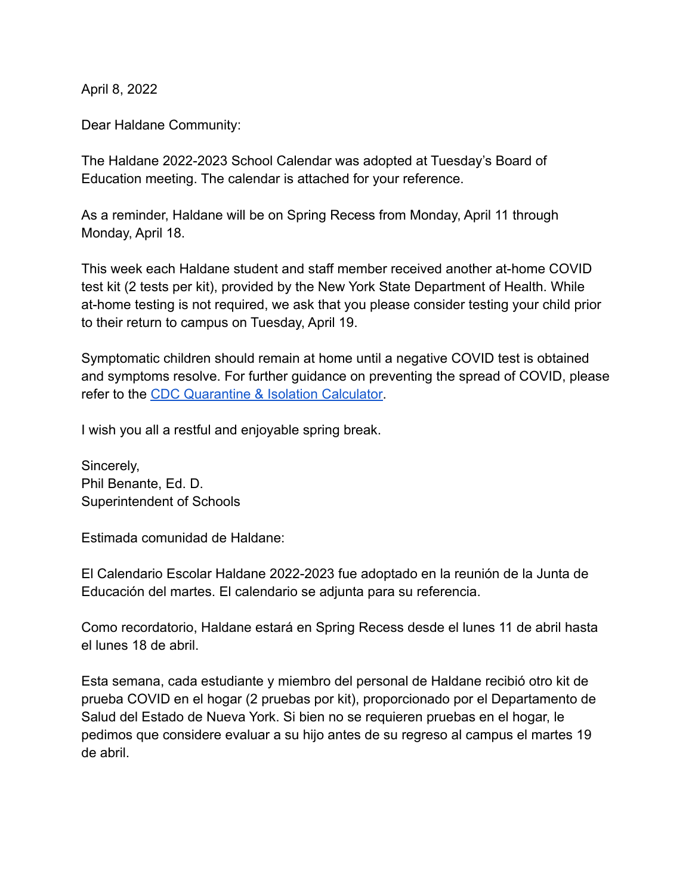April 8, 2022

Dear Haldane Community:

The Haldane 2022-2023 School Calendar was adopted at Tuesday's Board of Education meeting. The calendar is attached for your reference.

As a reminder, Haldane will be on Spring Recess from Monday, April 11 through Monday, April 18.

This week each Haldane student and staff member received another at-home COVID test kit (2 tests per kit), provided by the New York State Department of Health. While at-home testing is not required, we ask that you please consider testing your child prior to their return to campus on Tuesday, April 19.

Symptomatic children should remain at home until a negative COVID test is obtained and symptoms resolve. For further guidance on preventing the spread of COVID, please refer to the CDC Quarantine & Isolation Calculator.

I wish you all a restful and enjoyable spring break.

Sincerely,
Phil Benante, Ed. D.
Superintendent of Schools

Estimada comunidad de Haldane:

El Calendario Escolar Haldane 2022-2023 fue adoptado en la reunión de la Junta de Educación del martes. El calendario se adjunta para su referencia.

Como recordatorio, Haldane estará en Spring Recess desde el lunes 11 de abril hasta el lunes 18 de abril.

Esta semana, cada estudiante y miembro del personal de Haldane recibió otro kit de prueba COVID en el hogar (2 pruebas por kit), proporcionado por el Departamento de Salud del Estado de Nueva York. Si bien no se requieren pruebas en el hogar, le pedimos que considere evaluar a su hijo antes de su regreso al campus el martes 19 de abril.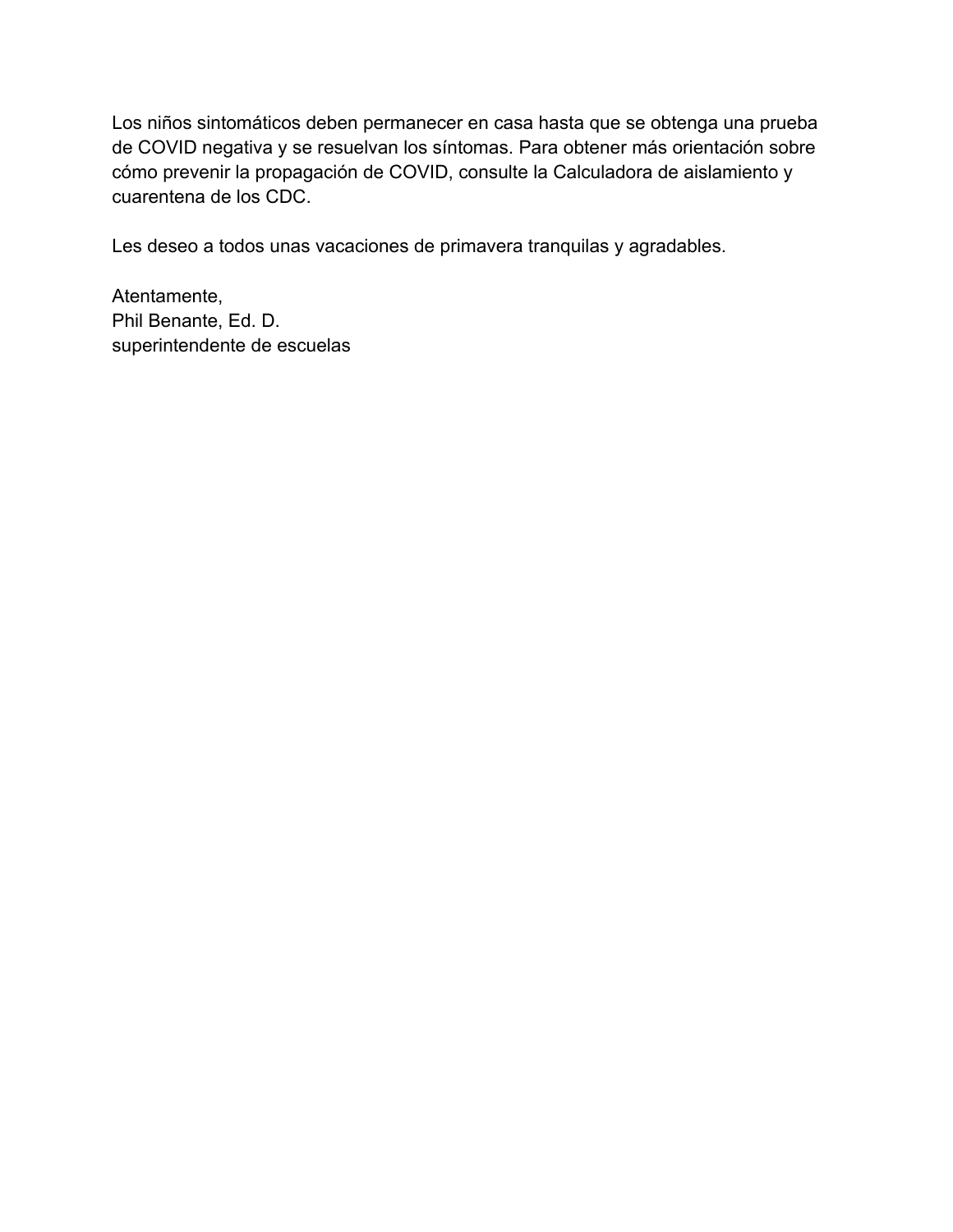Los niños sintomáticos deben permanecer en casa hasta que se obtenga una prueba de COVID negativa y se resuelvan los síntomas. Para obtener más orientación sobre cómo prevenir la propagación de COVID, consulte la Calculadora de aislamiento y cuarentena de los CDC.

Les deseo a todos unas vacaciones de primavera tranquilas y agradables.

Atentamente,
Phil Benante, Ed. D.
superintendente de escuelas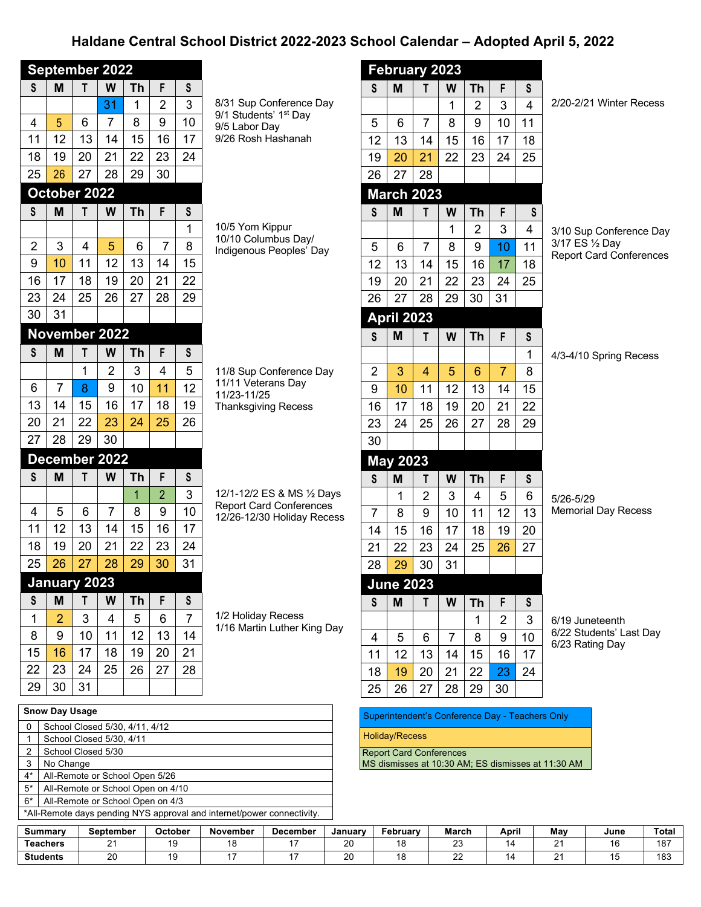# Haldane Central School District 2022-2023 School Calendar – Adopted April 5, 2022

## September 2022

| S | M | T | W | Th | F | S |
|---|---|---|---|---|---|---|
| | | | 31 | 1 | 2 | 3 |
| 4 | 5 | 6 | 7 | 8 | 9 | 10 |
| 11 | 12 | 13 | 14 | 15 | 16 | 17 |
| 18 | 19 | 20 | 21 | 22 | 23 | 24 |
| 25 | 26 | 27 | 28 | 29 | 30 | |

8/31 Sup Conference Day
9/1 Students' 1st Day
9/5 Labor Day
9/26 Rosh Hashanah

## October 2022

| S | M | T | W | Th | F | S |
|---|---|---|---|---|---|---|
| | | | | | | 1 |
| 2 | 3 | 4 | 5 | 6 | 7 | 8 |
| 9 | 10 | 11 | 12 | 13 | 14 | 15 |
| 16 | 17 | 18 | 19 | 20 | 21 | 22 |
| 23 | 24 | 25 | 26 | 27 | 28 | 29 |
| 30 | 31 | | | | | |

10/5 Yom Kippur
10/10 Columbus Day/ Indigenous Peoples' Day

## November 2022

| S | M | T | W | Th | F | S |
|---|---|---|---|---|---|---|
| | | 1 | 2 | 3 | 4 | 5 |
| 6 | 7 | 8 | 9 | 10 | 11 | 12 |
| 13 | 14 | 15 | 16 | 17 | 18 | 19 |
| 20 | 21 | 22 | 23 | 24 | 25 | 26 |
| 27 | 28 | 29 | 30 | | | |

11/8 Sup Conference Day
11/11 Veterans Day
11/23-11/25 Thanksgiving Recess

## December 2022

| S | M | T | W | Th | F | S |
|---|---|---|---|---|---|---|
| | | | | 1 | 2 | 3 |
| 4 | 5 | 6 | 7 | 8 | 9 | 10 |
| 11 | 12 | 13 | 14 | 15 | 16 | 17 |
| 18 | 19 | 20 | 21 | 22 | 23 | 24 |
| 25 | 26 | 27 | 28 | 29 | 30 | 31 |

12/1-12/2 ES & MS ½ Days Report Card Conferences
12/26-12/30 Holiday Recess

## January 2023

| S | M | T | W | Th | F | S |
|---|---|---|---|---|---|---|
| 1 | 2 | 3 | 4 | 5 | 6 | 7 |
| 8 | 9 | 10 | 11 | 12 | 13 | 14 |
| 15 | 16 | 17 | 18 | 19 | 20 | 21 |
| 22 | 23 | 24 | 25 | 26 | 27 | 28 |
| 29 | 30 | 31 | | | | |

1/2 Holiday Recess
1/16 Martin Luther King Day

## February 2023

| S | M | T | W | Th | F | S |
|---|---|---|---|---|---|---|
| | | | 1 | 2 | 3 | 4 |
| 5 | 6 | 7 | 8 | 9 | 10 | 11 |
| 12 | 13 | 14 | 15 | 16 | 17 | 18 |
| 19 | 20 | 21 | 22 | 23 | 24 | 25 |
| 26 | 27 | 28 | | | | |

2/20-2/21 Winter Recess

## March 2023

| S | M | T | W | Th | F | S |
|---|---|---|---|---|---|---|
| | | | 1 | 2 | 3 | 4 |
| 5 | 6 | 7 | 8 | 9 | 10 | 11 |
| 12 | 13 | 14 | 15 | 16 | 17 | 18 |
| 19 | 20 | 21 | 22 | 23 | 24 | 25 |
| 26 | 27 | 28 | 29 | 30 | 31 | |

3/10 Sup Conference Day
3/17 ES ½ Day Report Card Conferences

## April 2023

| S | M | T | W | Th | F | S |
|---|---|---|---|---|---|---|
| | | | | | | 1 |
| 2 | 3 | 4 | 5 | 6 | 7 | 8 |
| 9 | 10 | 11 | 12 | 13 | 14 | 15 |
| 16 | 17 | 18 | 19 | 20 | 21 | 22 |
| 23 | 24 | 25 | 26 | 27 | 28 | 29 |
| 30 | | | | | | |

4/3-4/10 Spring Recess

## May 2023

| S | M | T | W | Th | F | S |
|---|---|---|---|---|---|---|
| | 1 | 2 | 3 | 4 | 5 | 6 |
| 7 | 8 | 9 | 10 | 11 | 12 | 13 |
| 14 | 15 | 16 | 17 | 18 | 19 | 20 |
| 21 | 22 | 23 | 24 | 25 | 26 | 27 |
| 28 | 29 | 30 | 31 | | | |

5/26-5/29 Memorial Day Recess

## June 2023

| S | M | T | W | Th | F | S |
|---|---|---|---|---|---|---|
| | | | | 1 | 2 | 3 |
| 4 | 5 | 6 | 7 | 8 | 9 | 10 |
| 11 | 12 | 13 | 14 | 15 | 16 | 17 |
| 18 | 19 | 20 | 21 | 22 | 23 | 24 |
| 25 | 26 | 27 | 28 | 29 | 30 | |

6/19 Juneteenth
6/22 Students' Last Day
6/23 Rating Day

## Snow Day Usage

| Snow Day Usage | |
|---|---|
| 0 | School Closed 5/30, 4/11, 4/12 |
| 1 | School Closed 5/30, 4/11 |
| 2 | School Closed 5/30 |
| 3 | No Change |
| 4* | All-Remote or School Open 5/26 |
| 5* | All-Remote or School Open on 4/10 |
| 6* | All-Remote or School Open on 4/3 |

*All-Remote days pending NYS approval and internet/power connectivity.

**Legend:**
- Superintendent's Conference Day - Teachers Only
- Holiday/Recess
- Report Card Conferences MS dismisses at 10:30 AM; ES dismisses at 11:30 AM

| Summary | September | October | November | December | January | February | March | April | May | June | Total |
|---|---|---|---|---|---|---|---|---|---|---|---|
| Teachers | 21 | 19 | 18 | 17 | 20 | 18 | 23 | 14 | 21 | 16 | 187 |
| Students | 20 | 19 | 17 | 17 | 20 | 18 | 22 | 14 | 21 | 15 | 183 |